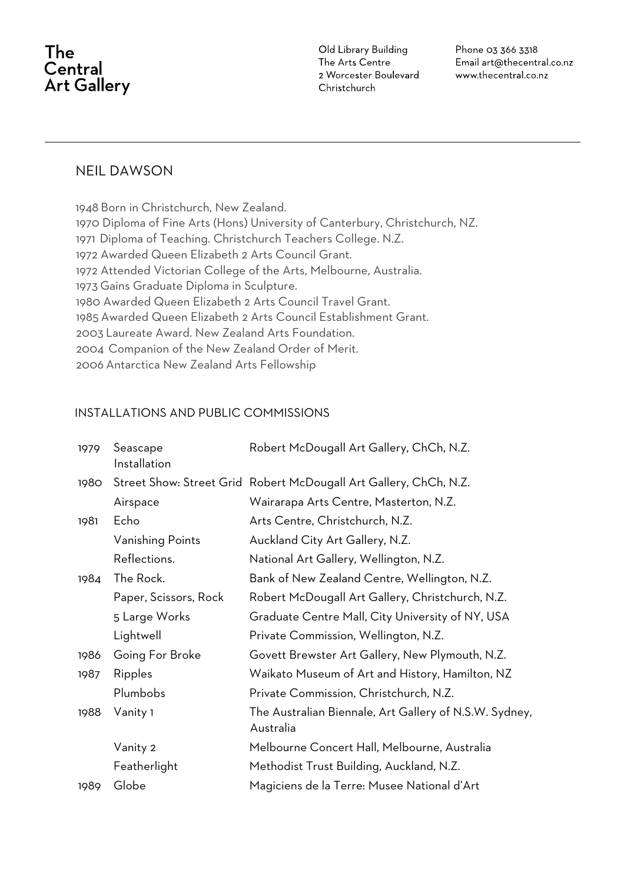# The Central Art Gallery

Old Library Building
The Arts Centre
2 Worcester Boulevard
Christchurch

Phone 03 366 3318
Email art@thecentral.co.nz
www.thecentral.co.nz

---

## NEIL DAWSON

1948 Born in Christchurch, New Zealand.
1970 Diploma of Fine Arts (Hons) University of Canterbury, Christchurch, NZ.
1971 Diploma of Teaching. Christchurch Teachers College. N.Z.
1972 Awarded Queen Elizabeth 2 Arts Council Grant.
1972 Attended Victorian College of the Arts, Melbourne, Australia.
1973 Gains Graduate Diploma in Sculpture.
1980 Awarded Queen Elizabeth 2 Arts Council Travel Grant.
1985 Awarded Queen Elizabeth 2 Arts Council Establishment Grant.
2003 Laureate Award. New Zealand Arts Foundation.
2004 Companion of the New Zealand Order of Merit.
2006 Antarctica New Zealand Arts Fellowship

### INSTALLATIONS AND PUBLIC COMMISSIONS

| | | |
|---|---|---|
| 1979 | Seascape Installation | Robert McDougall Art Gallery, ChCh, N.Z. |
| 1980 | Street Show: Street Grid | Robert McDougall Art Gallery, ChCh, N.Z. |
| | Airspace | Wairarapa Arts Centre, Masterton, N.Z. |
| 1981 | Echo | Arts Centre, Christchurch, N.Z. |
| | Vanishing Points | Auckland City Art Gallery, N.Z. |
| | Reflections. | National Art Gallery, Wellington, N.Z. |
| 1984 | The Rock. | Bank of New Zealand Centre, Wellington, N.Z. |
| | Paper, Scissors, Rock | Robert McDougall Art Gallery, Christchurch, N.Z. |
| | 5 Large Works | Graduate Centre Mall, City University of NY, USA |
| | Lightwell | Private Commission, Wellington, N.Z. |
| 1986 | Going For Broke | Govett Brewster Art Gallery, New Plymouth, N.Z. |
| 1987 | Ripples | Waikato Museum of Art and History, Hamilton, NZ |
| | Plumbobs | Private Commission, Christchurch, N.Z. |
| 1988 | Vanity 1 | The Australian Biennale, Art Gallery of N.S.W. Sydney, Australia |
| | Vanity 2 | Melbourne Concert Hall, Melbourne, Australia |
| | Featherlight | Methodist Trust Building, Auckland, N.Z. |
| 1989 | Globe | Magiciens de la Terre: Musee National d'Art |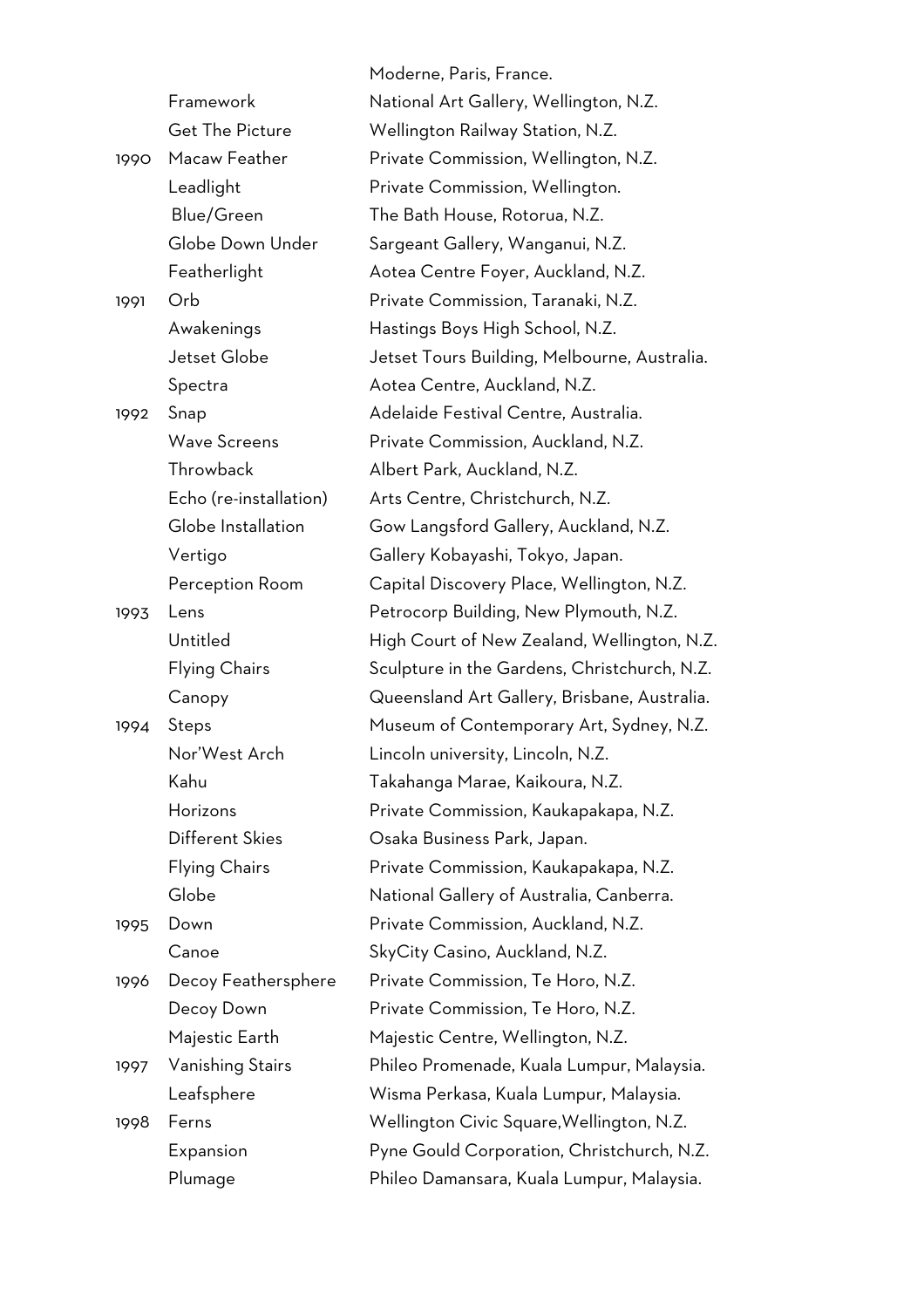| | | |
|---|---|---|
| | | Moderne, Paris, France. |
| | Framework | National Art Gallery, Wellington, N.Z. |
| | Get The Picture | Wellington Railway Station, N.Z. |
| 1990 | Macaw Feather | Private Commission, Wellington, N.Z. |
| | Leadlight | Private Commission, Wellington. |
| | Blue/Green | The Bath House, Rotorua, N.Z. |
| | Globe Down Under | Sargeant Gallery, Wanganui, N.Z. |
| | Featherlight | Aotea Centre Foyer, Auckland, N.Z. |
| 1991 | Orb | Private Commission, Taranaki, N.Z. |
| | Awakenings | Hastings Boys High School, N.Z. |
| | Jetset Globe | Jetset Tours Building, Melbourne, Australia. |
| | Spectra | Aotea Centre, Auckland, N.Z. |
| 1992 | Snap | Adelaide Festival Centre, Australia. |
| | Wave Screens | Private Commission, Auckland, N.Z. |
| | Throwback | Albert Park, Auckland, N.Z. |
| | Echo (re-installation) | Arts Centre, Christchurch, N.Z. |
| | Globe Installation | Gow Langsford Gallery, Auckland, N.Z. |
| | Vertigo | Gallery Kobayashi, Tokyo, Japan. |
| | Perception Room | Capital Discovery Place, Wellington, N.Z. |
| 1993 | Lens | Petrocorp Building, New Plymouth, N.Z. |
| | Untitled | High Court of New Zealand, Wellington, N.Z. |
| | Flying Chairs | Sculpture in the Gardens, Christchurch, N.Z. |
| | Canopy | Queensland Art Gallery, Brisbane, Australia. |
| 1994 | Steps | Museum of Contemporary Art, Sydney, N.Z. |
| | Nor'West Arch | Lincoln university, Lincoln, N.Z. |
| | Kahu | Takahanga Marae, Kaikoura, N.Z. |
| | Horizons | Private Commission, Kaukapakapa, N.Z. |
| | Different Skies | Osaka Business Park, Japan. |
| | Flying Chairs | Private Commission, Kaukapakapa, N.Z. |
| | Globe | National Gallery of Australia, Canberra. |
| 1995 | Down | Private Commission, Auckland, N.Z. |
| | Canoe | SkyCity Casino, Auckland, N.Z. |
| 1996 | Decoy Feathersphere | Private Commission, Te Horo, N.Z. |
| | Decoy Down | Private Commission, Te Horo, N.Z. |
| | Majestic Earth | Majestic Centre, Wellington, N.Z. |
| 1997 | Vanishing Stairs | Phileo Promenade, Kuala Lumpur, Malaysia. |
| | Leafsphere | Wisma Perkasa, Kuala Lumpur, Malaysia. |
| 1998 | Ferns | Wellington Civic Square,Wellington, N.Z. |
| | Expansion | Pyne Gould Corporation, Christchurch, N.Z. |
| | Plumage | Phileo Damansara, Kuala Lumpur, Malaysia. |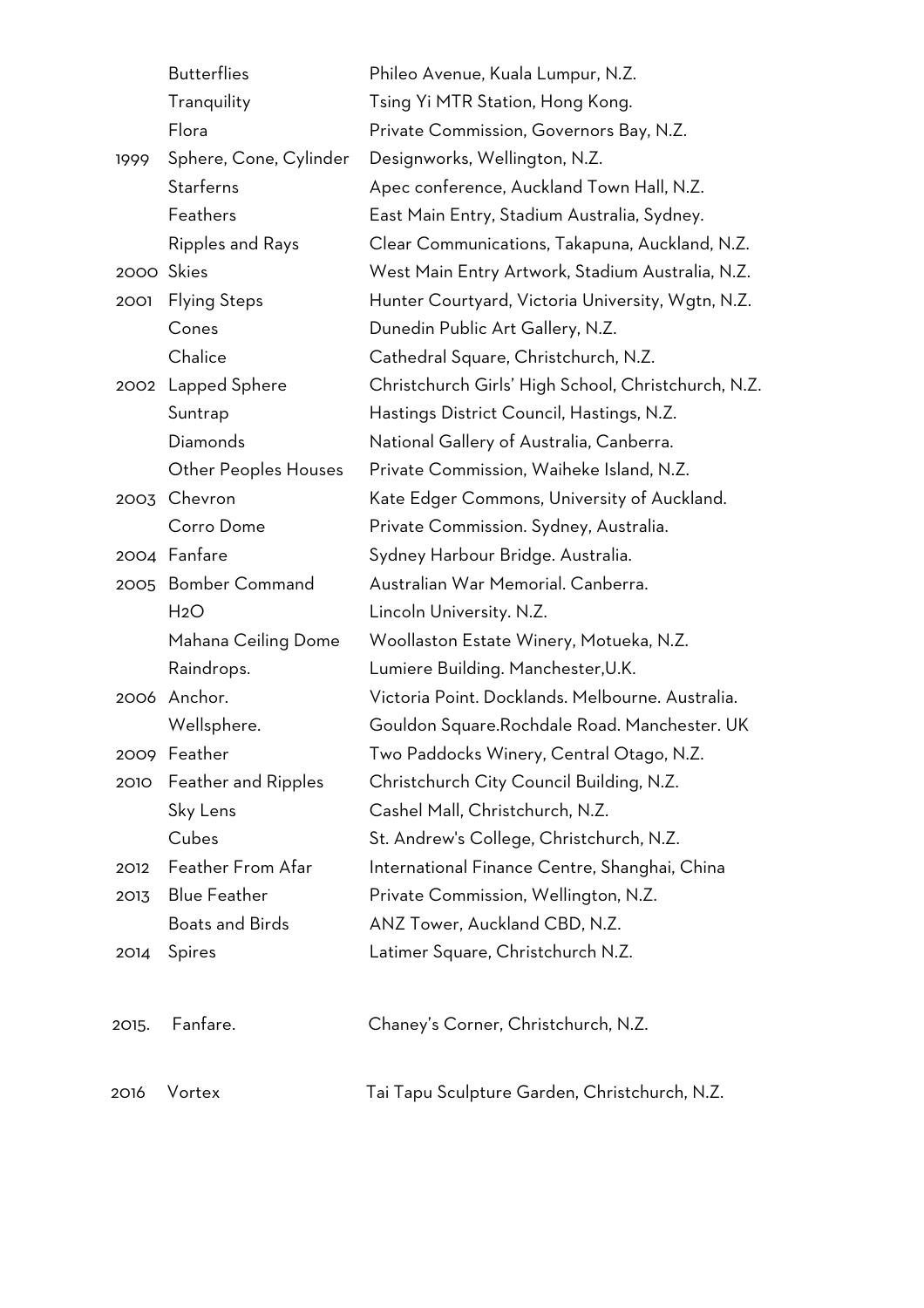| | | |
|---|---|---|
| | Butterflies | Phileo Avenue, Kuala Lumpur, N.Z. |
| | Tranquility | Tsing Yi MTR Station, Hong Kong. |
| | Flora | Private Commission, Governors Bay, N.Z. |
| 1999 | Sphere, Cone, Cylinder | Designworks, Wellington, N.Z. |
| | Starferns | Apec conference, Auckland Town Hall, N.Z. |
| | Feathers | East Main Entry, Stadium Australia, Sydney. |
| | Ripples and Rays | Clear Communications, Takapuna, Auckland, N.Z. |
| 2000 | Skies | West Main Entry Artwork, Stadium Australia, N.Z. |
| 2001 | Flying Steps | Hunter Courtyard, Victoria University, Wgtn, N.Z. |
| | Cones | Dunedin Public Art Gallery, N.Z. |
| | Chalice | Cathedral Square, Christchurch, N.Z. |
| 2002 | Lapped Sphere | Christchurch Girls' High School, Christchurch, N.Z. |
| | Suntrap | Hastings District Council, Hastings, N.Z. |
| | Diamonds | National Gallery of Australia, Canberra. |
| | Other Peoples Houses | Private Commission, Waiheke Island, N.Z. |
| 2003 | Chevron | Kate Edger Commons, University of Auckland. |
| | Corro Dome | Private Commission. Sydney, Australia. |
| 2004 | Fanfare | Sydney Harbour Bridge. Australia. |
| 2005 | Bomber Command | Australian War Memorial. Canberra. |
| | $H_2O$ | Lincoln University. N.Z. |
| | Mahana Ceiling Dome | Woollaston Estate Winery, Motueka, N.Z. |
| | Raindrops. | Lumiere Building. Manchester,U.K. |
| 2006 | Anchor. | Victoria Point. Docklands. Melbourne. Australia. |
| | Wellsphere. | Gouldon Square.Rochdale Road. Manchester. UK |
| 2009 | Feather | Two Paddocks Winery, Central Otago, N.Z. |
| 2010 | Feather and Ripples | Christchurch City Council Building, N.Z. |
| | Sky Lens | Cashel Mall, Christchurch, N.Z. |
| | Cubes | St. Andrew's College, Christchurch, N.Z. |
| 2012 | Feather From Afar | International Finance Centre, Shanghai, China |
| 2013 | Blue Feather | Private Commission, Wellington, N.Z. |
| | Boats and Birds | ANZ Tower, Auckland CBD, N.Z. |
| 2014 | Spires | Latimer Square, Christchurch N.Z. |
| 2015. | Fanfare. | Chaney's Corner, Christchurch, N.Z. |
| 2016 | Vortex | Tai Tapu Sculpture Garden, Christchurch, N.Z. |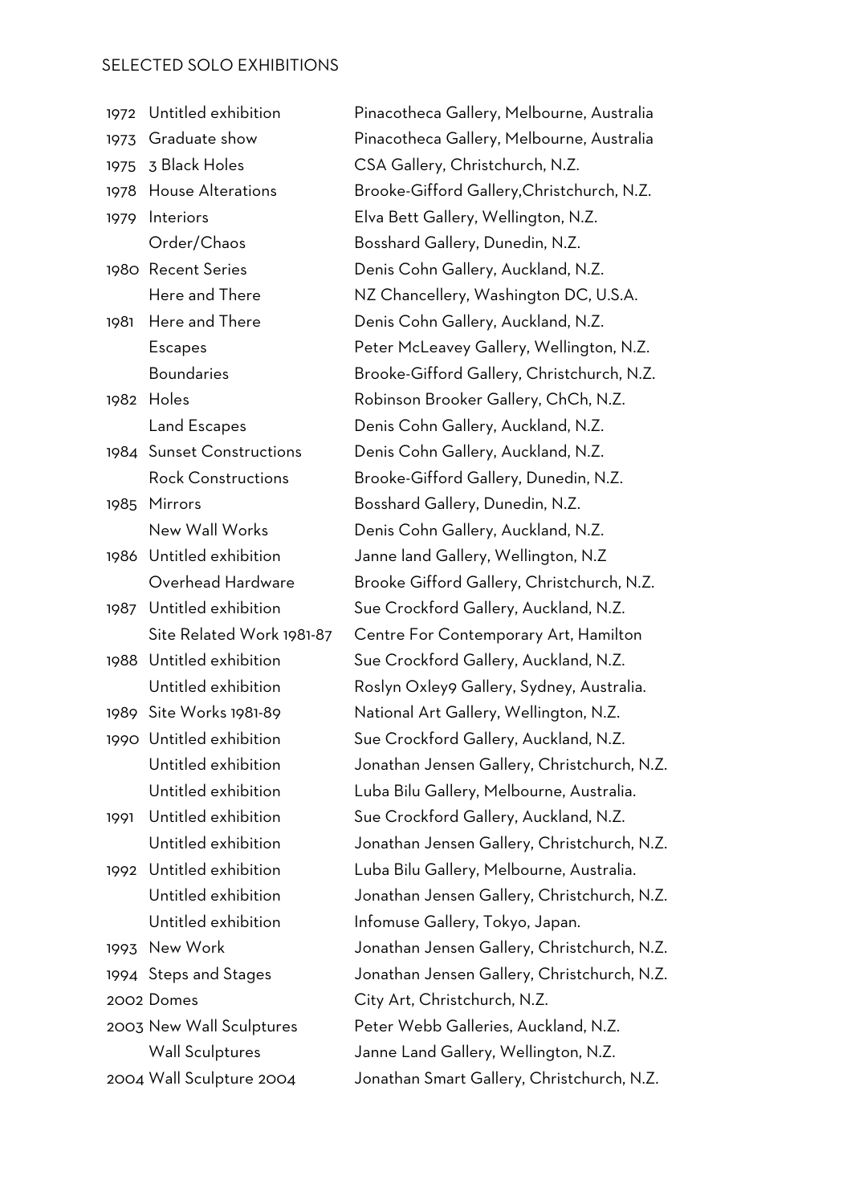## SELECTED SOLO EXHIBITIONS

| | | |
|---|---|---|
| 1972 | Untitled exhibition | Pinacotheca Gallery, Melbourne, Australia |
| 1973 | Graduate show | Pinacotheca Gallery, Melbourne, Australia |
| 1975 | 3 Black Holes | CSA Gallery, Christchurch, N.Z. |
| 1978 | House Alterations | Brooke-Gifford Gallery,Christchurch, N.Z. |
| 1979 | Interiors | Elva Bett Gallery, Wellington, N.Z. |
| | Order/Chaos | Bosshard Gallery, Dunedin, N.Z. |
| 1980 | Recent Series | Denis Cohn Gallery, Auckland, N.Z. |
| | Here and There | NZ Chancellery, Washington DC, U.S.A. |
| 1981 | Here and There | Denis Cohn Gallery, Auckland, N.Z. |
| | Escapes | Peter McLeavey Gallery, Wellington, N.Z. |
| | Boundaries | Brooke-Gifford Gallery, Christchurch, N.Z. |
| 1982 | Holes | Robinson Brooker Gallery, ChCh, N.Z. |
| | Land Escapes | Denis Cohn Gallery, Auckland, N.Z. |
| 1984 | Sunset Constructions | Denis Cohn Gallery, Auckland, N.Z. |
| | Rock Constructions | Brooke-Gifford Gallery, Dunedin, N.Z. |
| 1985 | Mirrors | Bosshard Gallery, Dunedin, N.Z. |
| | New Wall Works | Denis Cohn Gallery, Auckland, N.Z. |
| 1986 | Untitled exhibition | Janne land Gallery, Wellington, N.Z |
| | Overhead Hardware | Brooke Gifford Gallery, Christchurch, N.Z. |
| 1987 | Untitled exhibition | Sue Crockford Gallery, Auckland, N.Z. |
| | Site Related Work 1981-87 | Centre For Contemporary Art, Hamilton |
| 1988 | Untitled exhibition | Sue Crockford Gallery, Auckland, N.Z. |
| | Untitled exhibition | Roslyn Oxley9 Gallery, Sydney, Australia. |
| 1989 | Site Works 1981-89 | National Art Gallery, Wellington, N.Z. |
| 1990 | Untitled exhibition | Sue Crockford Gallery, Auckland, N.Z. |
| | Untitled exhibition | Jonathan Jensen Gallery, Christchurch, N.Z. |
| | Untitled exhibition | Luba Bilu Gallery, Melbourne, Australia. |
| 1991 | Untitled exhibition | Sue Crockford Gallery, Auckland, N.Z. |
| | Untitled exhibition | Jonathan Jensen Gallery, Christchurch, N.Z. |
| 1992 | Untitled exhibition | Luba Bilu Gallery, Melbourne, Australia. |
| | Untitled exhibition | Jonathan Jensen Gallery, Christchurch, N.Z. |
| | Untitled exhibition | Infomuse Gallery, Tokyo, Japan. |
| 1993 | New Work | Jonathan Jensen Gallery, Christchurch, N.Z. |
| 1994 | Steps and Stages | Jonathan Jensen Gallery, Christchurch, N.Z. |
| 2002 | Domes | City Art, Christchurch, N.Z. |
| 2003 | New Wall Sculptures | Peter Webb Galleries, Auckland, N.Z. |
| | Wall Sculptures | Janne Land Gallery, Wellington, N.Z. |
| 2004 | Wall Sculpture 2004 | Jonathan Smart Gallery, Christchurch, N.Z. |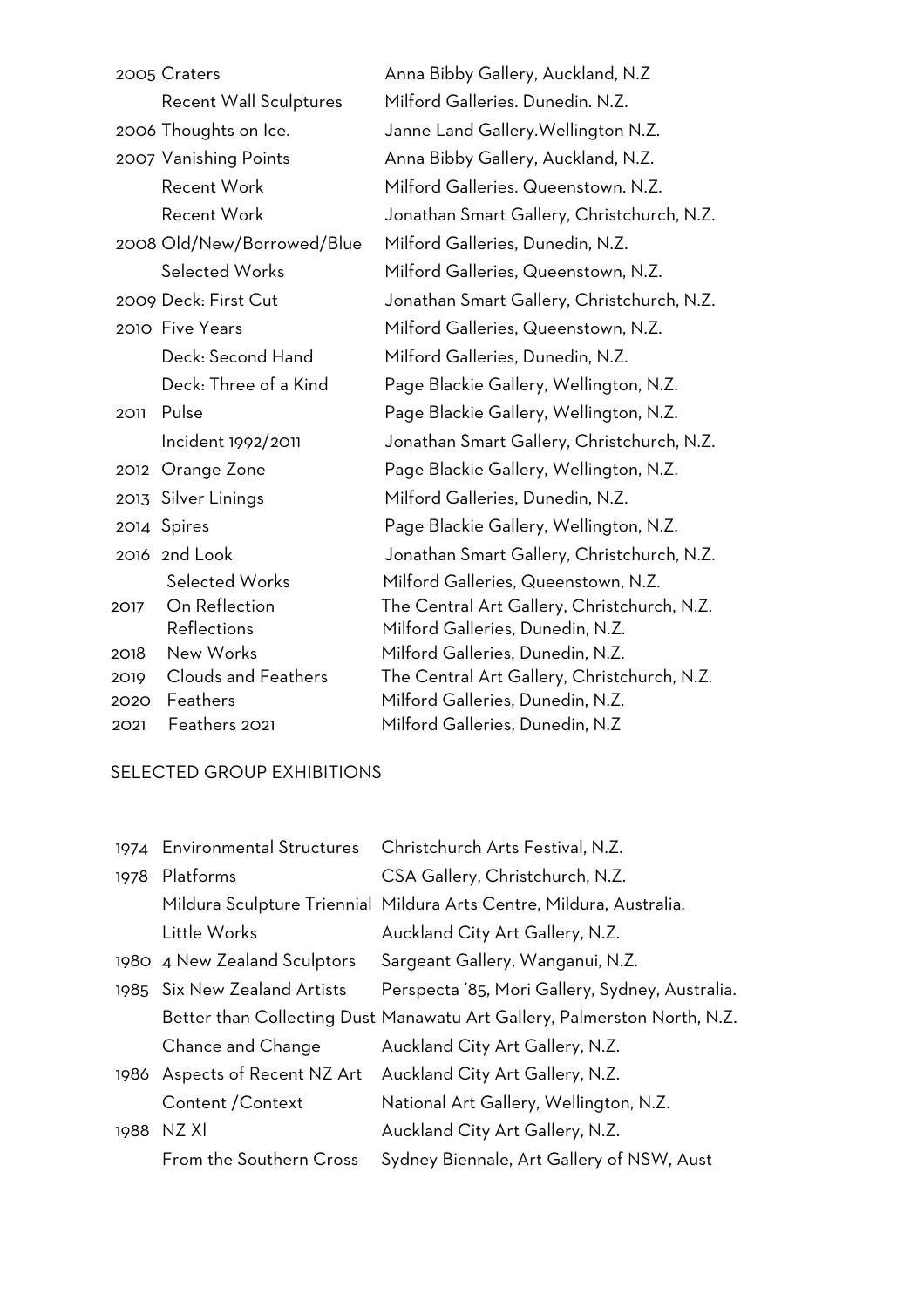| | | |
|---|---|---|
| 2005 | Craters | Anna Bibby Gallery, Auckland, N.Z |
| | Recent Wall Sculptures | Milford Galleries. Dunedin. N.Z. |
| 2006 | Thoughts on Ice. | Janne Land Gallery.Wellington N.Z. |
| 2007 | Vanishing Points | Anna Bibby Gallery, Auckland, N.Z. |
| | Recent Work | Milford Galleries. Queenstown. N.Z. |
| | Recent Work | Jonathan Smart Gallery, Christchurch, N.Z. |
| 2008 | Old/New/Borrowed/Blue | Milford Galleries, Dunedin, N.Z. |
| | Selected Works | Milford Galleries, Queenstown, N.Z. |
| 2009 | Deck: First Cut | Jonathan Smart Gallery, Christchurch, N.Z. |
| 2010 | Five Years | Milford Galleries, Queenstown, N.Z. |
| | Deck: Second Hand | Milford Galleries, Dunedin, N.Z. |
| | Deck: Three of a Kind | Page Blackie Gallery, Wellington, N.Z. |
| 2011 | Pulse | Page Blackie Gallery, Wellington, N.Z. |
| | Incident 1992/2011 | Jonathan Smart Gallery, Christchurch, N.Z. |
| 2012 | Orange Zone | Page Blackie Gallery, Wellington, N.Z. |
| 2013 | Silver Linings | Milford Galleries, Dunedin, N.Z. |
| 2014 | Spires | Page Blackie Gallery, Wellington, N.Z. |
| 2016 | 2nd Look | Jonathan Smart Gallery, Christchurch, N.Z. |
| | Selected Works | Milford Galleries, Queenstown, N.Z. |
| 2017 | On Reflection | The Central Art Gallery, Christchurch, N.Z. |
| | Reflections | Milford Galleries, Dunedin, N.Z. |
| 2018 | New Works | Milford Galleries, Dunedin, N.Z. |
| 2019 | Clouds and Feathers | The Central Art Gallery, Christchurch, N.Z. |
| 2020 | Feathers | Milford Galleries, Dunedin, N.Z. |
| 2021 | Feathers 2021 | Milford Galleries, Dunedin, N.Z |

## SELECTED GROUP EXHIBITIONS

| | | |
|---|---|---|
| 1974 | Environmental Structures | Christchurch Arts Festival, N.Z. |
| 1978 | Platforms | CSA Gallery, Christchurch, N.Z. |
| | Mildura Sculpture Triennial | Mildura Arts Centre, Mildura, Australia. |
| | Little Works | Auckland City Art Gallery, N.Z. |
| 1980 | 4 New Zealand Sculptors | Sargeant Gallery, Wanganui, N.Z. |
| 1985 | Six New Zealand Artists | Perspecta '85, Mori Gallery, Sydney, Australia. |
| | Better than Collecting Dust | Manawatu Art Gallery, Palmerston North, N.Z. |
| | Chance and Change | Auckland City Art Gallery, N.Z. |
| 1986 | Aspects of Recent NZ Art | Auckland City Art Gallery, N.Z. |
| | Content /Context | National Art Gallery, Wellington, N.Z. |
| 1988 | NZ XI | Auckland City Art Gallery, N.Z. |
| | From the Southern Cross | Sydney Biennale, Art Gallery of NSW, Aust |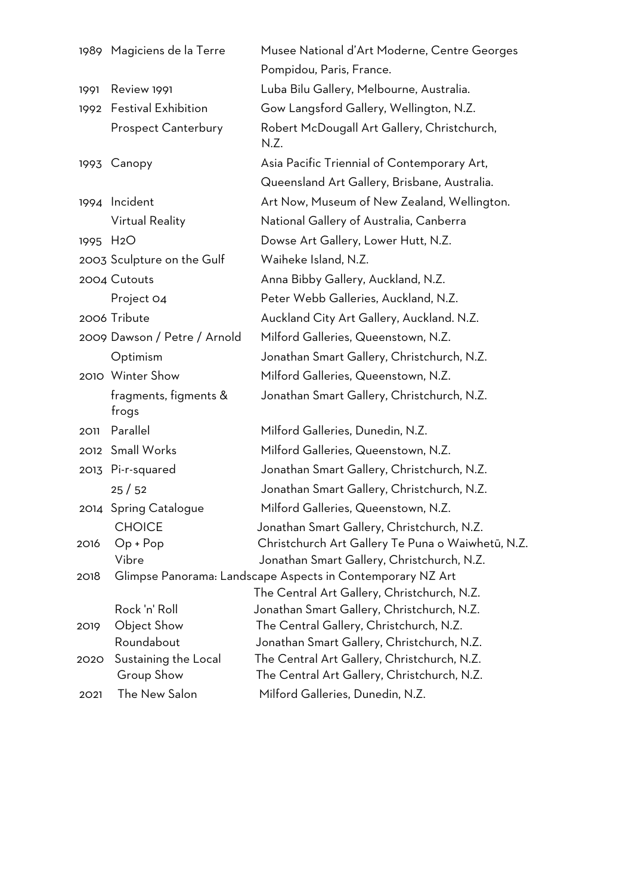| | | |
|---|---|---|
| 1989 | Magiciens de la Terre | Musee National d'Art Moderne, Centre Georges Pompidou, Paris, France. |
| 1991 | Review 1991 | Luba Bilu Gallery, Melbourne, Australia. |
| 1992 | Festival Exhibition | Gow Langsford Gallery, Wellington, N.Z. |
| | Prospect Canterbury | Robert McDougall Art Gallery, Christchurch, N.Z. |
| 1993 | Canopy | Asia Pacific Triennial of Contemporary Art, Queensland Art Gallery, Brisbane, Australia. |
| 1994 | Incident | Art Now, Museum of New Zealand, Wellington. |
| | Virtual Reality | National Gallery of Australia, Canberra |
| 1995 | $H_2O$ | Dowse Art Gallery, Lower Hutt, N.Z. |
| 2003 | Sculpture on the Gulf | Waiheke Island, N.Z. |
| 2004 | Cutouts | Anna Bibby Gallery, Auckland, N.Z. |
| | Project 04 | Peter Webb Galleries, Auckland, N.Z. |
| 2006 | Tribute | Auckland City Art Gallery, Auckland. N.Z. |
| 2009 | Dawson / Petre / Arnold | Milford Galleries, Queenstown, N.Z. |
| | Optimism | Jonathan Smart Gallery, Christchurch, N.Z. |
| 2010 | Winter Show | Milford Galleries, Queenstown, N.Z. |
| | fragments, figments & frogs | Jonathan Smart Gallery, Christchurch, N.Z. |
| 2011 | Parallel | Milford Galleries, Dunedin, N.Z. |
| 2012 | Small Works | Milford Galleries, Queenstown, N.Z. |
| 2013 | Pi-r-squared | Jonathan Smart Gallery, Christchurch, N.Z. |
| | 25 / 52 | Jonathan Smart Gallery, Christchurch, N.Z. |
| 2014 | Spring Catalogue | Milford Galleries, Queenstown, N.Z. |
| | CHOICE | Jonathan Smart Gallery, Christchurch, N.Z. |
| 2016 | Op + Pop | Christchurch Art Gallery Te Puna o Waiwhetū, N.Z. |
| | Vibre | Jonathan Smart Gallery, Christchurch, N.Z. |
| 2018 | Glimpse Panorama: Landscape Aspects in Contemporary NZ Art | The Central Art Gallery, Christchurch, N.Z. |
| | Rock 'n' Roll | Jonathan Smart Gallery, Christchurch, N.Z. |
| 2019 | Object Show | The Central Gallery, Christchurch, N.Z. |
| | Roundabout | Jonathan Smart Gallery, Christchurch, N.Z. |
| 2020 | Sustaining the Local | The Central Art Gallery, Christchurch, N.Z. |
| | Group Show | The Central Art Gallery, Christchurch, N.Z. |
| 2021 | The New Salon | Milford Galleries, Dunedin, N.Z. |